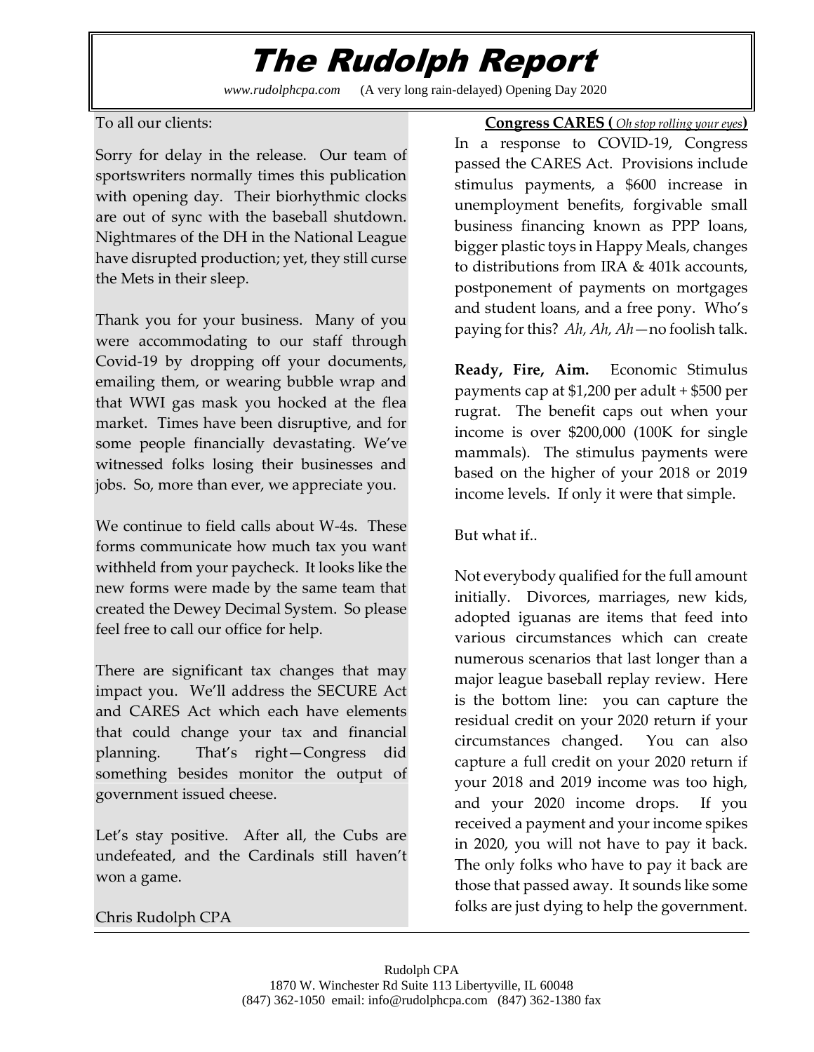# The Rudolph Report

*www.rudolphcpa.com* (A very long rain-delayed) Opening Day 2020

To all our clients:

Sorry for delay in the release. Our team of sportswriters normally times this publication with opening day. Their biorhythmic clocks are out of sync with the baseball shutdown. Nightmares of the DH in the National League have disrupted production; yet, they still curse the Mets in their sleep.

Thank you for your business. Many of you were accommodating to our staff through Covid-19 by dropping off your documents, emailing them, or wearing bubble wrap and that WWI gas mask you hocked at the flea market. Times have been disruptive, and for some people financially devastating. We've witnessed folks losing their businesses and jobs. So, more than ever, we appreciate you.

We continue to field calls about W-4s. These forms communicate how much tax you want withheld from your paycheck. It looks like the new forms were made by the same team that created the Dewey Decimal System. So please feel free to call our office for help.

There are significant tax changes that may impact you. We'll address the SECURE Act and CARES Act which each have elements that could change your tax and financial planning. That's right—Congress did something besides monitor the output of government issued cheese.

Let's stay positive. After all, the Cubs are undefeated, and the Cardinals still haven't won a game.

Chris Rudolph CPA

**Congress CARES (** *Oh stop rolling your eyes* **)**

In a response to COVID-19, Congress passed the CARES Act. Provisions include stimulus payments, a $600 increase in unemployment benefits, forgivable small business financing known as PPP loans, bigger plastic toys in Happy Meals, changes to distributions from IRA & 401k accounts, postponement of payments on mortgages and student loans, and a free pony. Who's paying for this? *Ah, Ah, Ah*—no foolish talk.

**Ready, Fire, Aim.** Economic Stimulus payments cap at $1,200 per adult + $500 per rugrat. The benefit caps out when your income is over $200,000 (100K for single mammals). The stimulus payments were based on the higher of your 2018 or 2019 income levels. If only it were that simple.

But what if..

Not everybody qualified for the full amount initially. Divorces, marriages, new kids, adopted iguanas are items that feed into various circumstances which can create numerous scenarios that last longer than a major league baseball replay review. Here is the bottom line: you can capture the residual credit on your 2020 return if your circumstances changed. You can also capture a full credit on your 2020 return if your 2018 and 2019 income was too high, and your 2020 income drops. If you received a payment and your income spikes in 2020, you will not have to pay it back. The only folks who have to pay it back are those that passed away. It sounds like some folks are just dying to help the government.

Rudolph CPA
1870 W. Winchester Rd Suite 113 Libertyville, IL 60048
(847) 362-1050 email: info@rudolphcpa.com (847) 362-1380 fax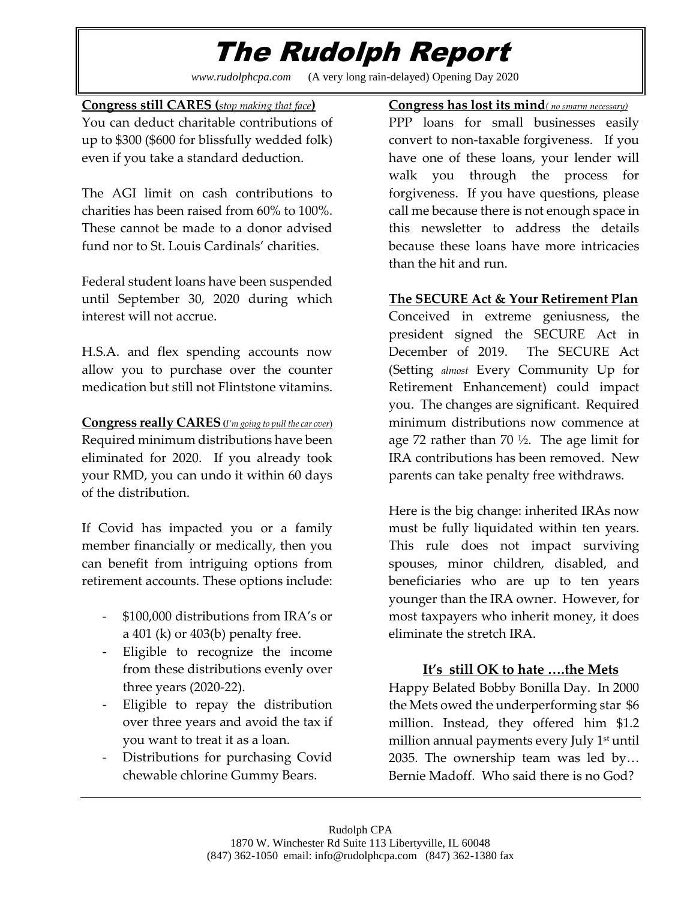# The Rudolph Report

*www.rudolphcpa.com* (A very long rain-delayed) Opening Day 2020

**Congress still CARES (*stop making that face*)**
You can deduct charitable contributions of up to $300 ($600 for blissfully wedded folk) even if you take a standard deduction.

The AGI limit on cash contributions to charities has been raised from 60% to 100%. These cannot be made to a donor advised fund nor to St. Louis Cardinals' charities.

Federal student loans have been suspended until September 30, 2020 during which interest will not accrue.

H.S.A. and flex spending accounts now allow you to purchase over the counter medication but still not Flintstone vitamins.

**Congress really CARES (*I'm going to pull the car over*)**
Required minimum distributions have been eliminated for 2020. If you already took your RMD, you can undo it within 60 days of the distribution.

If Covid has impacted you or a family member financially or medically, then you can benefit from intriguing options from retirement accounts. These options include:

- $100,000 distributions from IRA's or a 401 (k) or 403(b) penalty free.
- Eligible to recognize the income from these distributions evenly over three years (2020-22).
- Eligible to repay the distribution over three years and avoid the tax if you want to treat it as a loan.
- Distributions for purchasing Covid chewable chlorine Gummy Bears.

**Congress has lost its mind(*no smarm necessary*)**
PPP loans for small businesses easily convert to non-taxable forgiveness. If you have one of these loans, your lender will walk you through the process for forgiveness. If you have questions, please call me because there is not enough space in this newsletter to address the details because these loans have more intricacies than the hit and run.

**The SECURE Act & Your Retirement Plan**
Conceived in extreme geniusness, the president signed the SECURE Act in December of 2019. The SECURE Act (Setting *almost* Every Community Up for Retirement Enhancement) could impact you. The changes are significant. Required minimum distributions now commence at age 72 rather than 70 ½. The age limit for IRA contributions has been removed. New parents can take penalty free withdraws.

Here is the big change: inherited IRAs now must be fully liquidated within ten years. This rule does not impact surviving spouses, minor children, disabled, and beneficiaries who are up to ten years younger than the IRA owner. However, for most taxpayers who inherit money, it does eliminate the stretch IRA.

**It's still OK to hate ….the Mets**
Happy Belated Bobby Bonilla Day. In 2000 the Mets owed the underperforming star $6 million. Instead, they offered him $1.2 million annual payments every July 1st until 2035. The ownership team was led by… Bernie Madoff. Who said there is no God?

Rudolph CPA
1870 W. Winchester Rd Suite 113 Libertyville, IL 60048
(847) 362-1050 email: info@rudolphcpa.com (847) 362-1380 fax